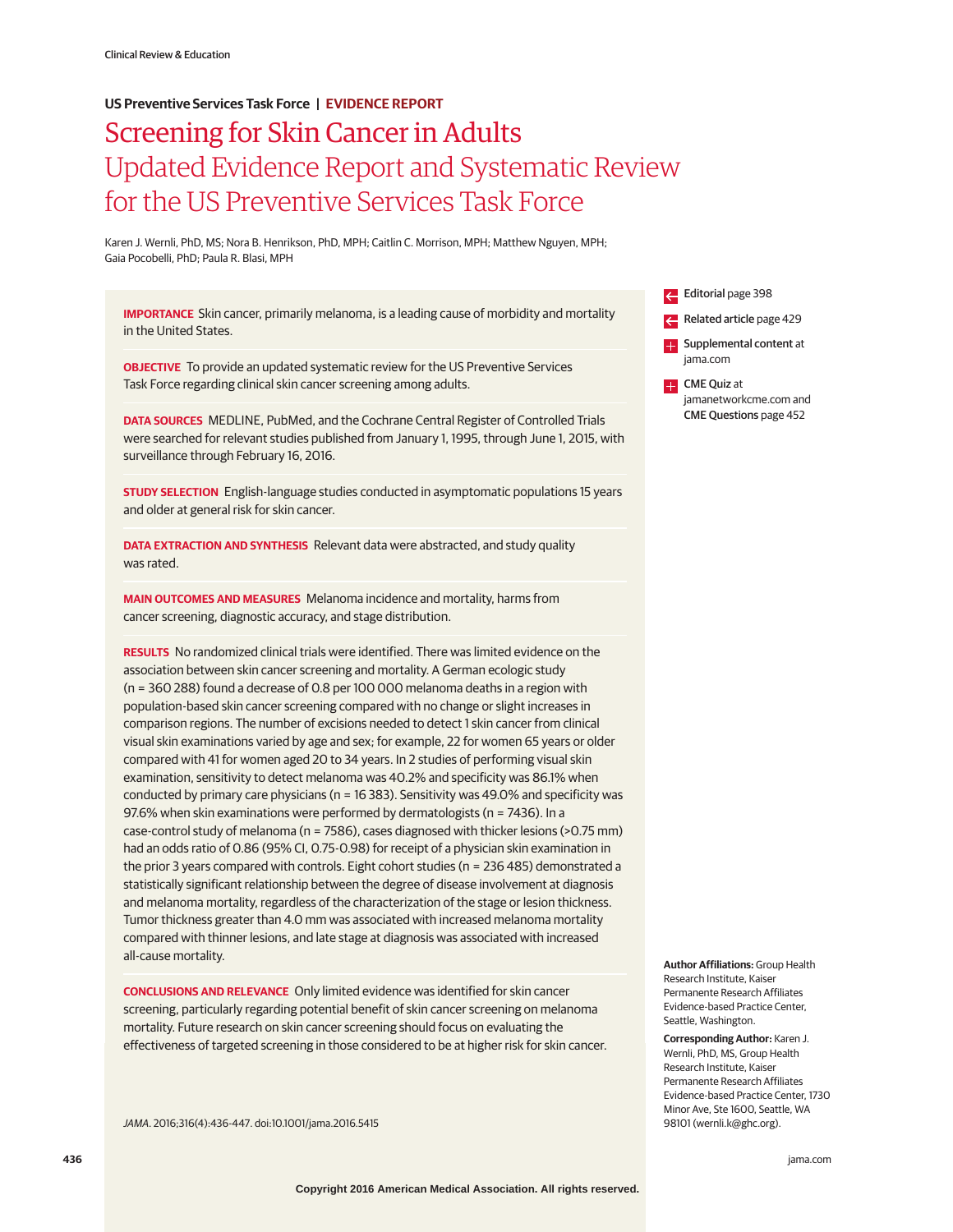US Preventive Services Task Force | **EVIDENCE REPORT**

# Screening for Skin Cancer in Adults
## Updated Evidence Report and Systematic Review for the US Preventive Services Task Force

Karen J. Wernli, PhD, MS; Nora B. Henrikson, PhD, MPH; Caitlin C. Morrison, MPH; Matthew Nguyen, MPH; Gaia Pocobelli, PhD; Paula R. Blasi, MPH

**IMPORTANCE** Skin cancer, primarily melanoma, is a leading cause of morbidity and mortality in the United States.

**OBJECTIVE** To provide an updated systematic review for the US Preventive Services Task Force regarding clinical skin cancer screening among adults.

**DATA SOURCES** MEDLINE, PubMed, and the Cochrane Central Register of Controlled Trials were searched for relevant studies published from January 1, 1995, through June 1, 2015, with surveillance through February 16, 2016.

**STUDY SELECTION** English-language studies conducted in asymptomatic populations 15 years and older at general risk for skin cancer.

**DATA EXTRACTION AND SYNTHESIS** Relevant data were abstracted, and study quality was rated.

**MAIN OUTCOMES AND MEASURES** Melanoma incidence and mortality, harms from cancer screening, diagnostic accuracy, and stage distribution.

**RESULTS** No randomized clinical trials were identified. There was limited evidence on the association between skin cancer screening and mortality. A German ecologic study (n = 360 288) found a decrease of 0.8 per 100 000 melanoma deaths in a region with population-based skin cancer screening compared with no change or slight increases in comparison regions. The number of excisions needed to detect 1 skin cancer from clinical visual skin examinations varied by age and sex; for example, 22 for women 65 years or older compared with 41 for women aged 20 to 34 years. In 2 studies of performing visual skin examination, sensitivity to detect melanoma was 40.2% and specificity was 86.1% when conducted by primary care physicians (n = 16 383). Sensitivity was 49.0% and specificity was 97.6% when skin examinations were performed by dermatologists (n = 7436). In a case-control study of melanoma (n = 7586), cases diagnosed with thicker lesions (>0.75 mm) had an odds ratio of 0.86 (95% CI, 0.75-0.98) for receipt of a physician skin examination in the prior 3 years compared with controls. Eight cohort studies (n = 236 485) demonstrated a statistically significant relationship between the degree of disease involvement at diagnosis and melanoma mortality, regardless of the characterization of the stage or lesion thickness. Tumor thickness greater than 4.0 mm was associated with increased melanoma mortality compared with thinner lesions, and late stage at diagnosis was associated with increased all-cause mortality.

**CONCLUSIONS AND RELEVANCE** Only limited evidence was identified for skin cancer screening, particularly regarding potential benefit of skin cancer screening on melanoma mortality. Future research on skin cancer screening should focus on evaluating the effectiveness of targeted screening in those considered to be at higher risk for skin cancer.

*JAMA*. 2016;316(4):436-447. doi:10.1001/jama.2016.5415

Editorial page 398

Related article page 429

Supplemental content at jama.com

CME Quiz at jamanetworkcme.com and CME Questions page 452

**Author Affiliations:** Group Health Research Institute, Kaiser Permanente Research Affiliates Evidence-based Practice Center, Seattle, Washington.

**Corresponding Author:** Karen J. Wernli, PhD, MS, Group Health Research Institute, Kaiser Permanente Research Affiliates Evidence-based Practice Center, 1730 Minor Ave, Ste 1600, Seattle, WA 98101 (wernli.k@ghc.org).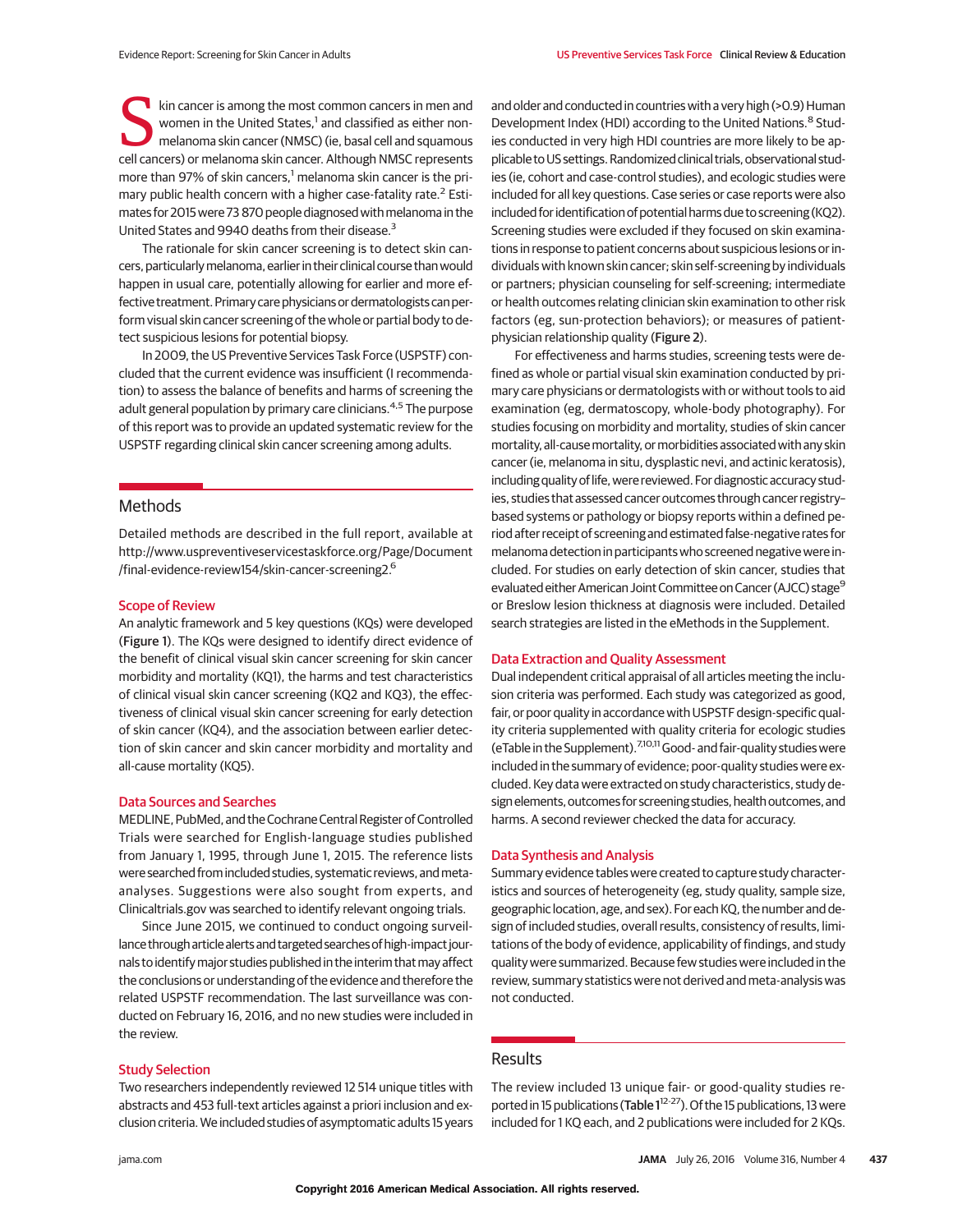Skin cancer is among the most common cancers in men and women in the United States,[1] and classified as either nonmelanoma skin cancer (NMSC) (ie, basal cell and squamous cell cancers) or melanoma skin cancer. Although NMSC represents more than 97% of skin cancers,[1] melanoma skin cancer is the primary public health concern with a higher case-fatality rate.[2] Estimates for 2015 were 73 870 people diagnosed with melanoma in the United States and 9940 deaths from their disease.[3]

The rationale for skin cancer screening is to detect skin cancers, particularly melanoma, earlier in their clinical course than would happen in usual care, potentially allowing for earlier and more effective treatment. Primary care physicians or dermatologists can perform visual skin cancer screening of the whole or partial body to detect suspicious lesions for potential biopsy.

In 2009, the US Preventive Services Task Force (USPSTF) concluded that the current evidence was insufficient (I recommendation) to assess the balance of benefits and harms of screening the adult general population by primary care clinicians.[4,5] The purpose of this report was to provide an updated systematic review for the USPSTF regarding clinical skin cancer screening among adults.

## Methods

Detailed methods are described in the full report, available at http://www.uspreventiveservicestaskforce.org/Page/Document/final-evidence-review154/skin-cancer-screening2.[6]

### Scope of Review

An analytic framework and 5 key questions (KQs) were developed (Figure 1). The KQs were designed to identify direct evidence of the benefit of clinical visual skin cancer screening for skin cancer morbidity and mortality (KQ1), the harms and test characteristics of clinical visual skin cancer screening (KQ2 and KQ3), the effectiveness of clinical visual skin cancer screening for early detection of skin cancer (KQ4), and the association between earlier detection of skin cancer and skin cancer morbidity and mortality and all-cause mortality (KQ5).

### Data Sources and Searches

MEDLINE, PubMed, and the Cochrane Central Register of Controlled Trials were searched for English-language studies published from January 1, 1995, through June 1, 2015. The reference lists were searched from included studies, systematic reviews, and meta-analyses. Suggestions were also sought from experts, and Clinicaltrials.gov was searched to identify relevant ongoing trials.

Since June 2015, we continued to conduct ongoing surveillance through article alerts and targeted searches of high-impact journals to identify major studies published in the interim that may affect the conclusions or understanding of the evidence and therefore the related USPSTF recommendation. The last surveillance was conducted on February 16, 2016, and no new studies were included in the review.

### Study Selection

Two researchers independently reviewed 12 514 unique titles with abstracts and 453 full-text articles against a priori inclusion and exclusion criteria. We included studies of asymptomatic adults 15 years and older and conducted in countries with a very high (>0.9) Human Development Index (HDI) according to the United Nations.[8] Studies conducted in very high HDI countries are more likely to be applicable to US settings. Randomized clinical trials, observational studies (ie, cohort and case-control studies), and ecologic studies were included for all key questions. Case series or case reports were also included for identification of potential harms due to screening (KQ2). Screening studies were excluded if they focused on skin examinations in response to patient concerns about suspicious lesions or individuals with known skin cancer; skin self-screening by individuals or partners; physician counseling for self-screening; intermediate or health outcomes relating clinician skin examination to other risk factors (eg, sun-protection behaviors); or measures of patient-physician relationship quality (Figure 2).

For effectiveness and harms studies, screening tests were defined as whole or partial visual skin examination conducted by primary care physicians or dermatologists with or without tools to aid examination (eg, dermatoscopy, whole-body photography). For studies focusing on morbidity and mortality, studies of skin cancer mortality, all-cause mortality, or morbidities associated with any skin cancer (ie, melanoma in situ, dysplastic nevi, and actinic keratosis), including quality of life, were reviewed. For diagnostic accuracy studies, studies that assessed cancer outcomes through cancer registry–based systems or pathology or biopsy reports within a defined period after receipt of screening and estimated false-negative rates for melanoma detection in participants who screened negative were included. For studies on early detection of skin cancer, studies that evaluated either American Joint Committee on Cancer (AJCC) stage[9] or Breslow lesion thickness at diagnosis were included. Detailed search strategies are listed in the eMethods in the Supplement.

### Data Extraction and Quality Assessment

Dual independent critical appraisal of all articles meeting the inclusion criteria was performed. Each study was categorized as good, fair, or poor quality in accordance with USPSTF design-specific quality criteria supplemented with quality criteria for ecologic studies (eTable in the Supplement).[7,10,11] Good- and fair-quality studies were included in the summary of evidence; poor-quality studies were excluded. Key data were extracted on study characteristics, study design elements, outcomes for screening studies, health outcomes, and harms. A second reviewer checked the data for accuracy.

### Data Synthesis and Analysis

Summary evidence tables were created to capture study characteristics and sources of heterogeneity (eg, study quality, sample size, geographic location, age, and sex). For each KQ, the number and design of included studies, overall results, consistency of results, limitations of the body of evidence, applicability of findings, and study quality were summarized. Because few studies were included in the review, summary statistics were not derived and meta-analysis was not conducted.

## Results

The review included 13 unique fair- or good-quality studies reported in 15 publications (Table 1[12-27]). Of the 15 publications, 13 were included for 1 KQ each, and 2 publications were included for 2 KQs.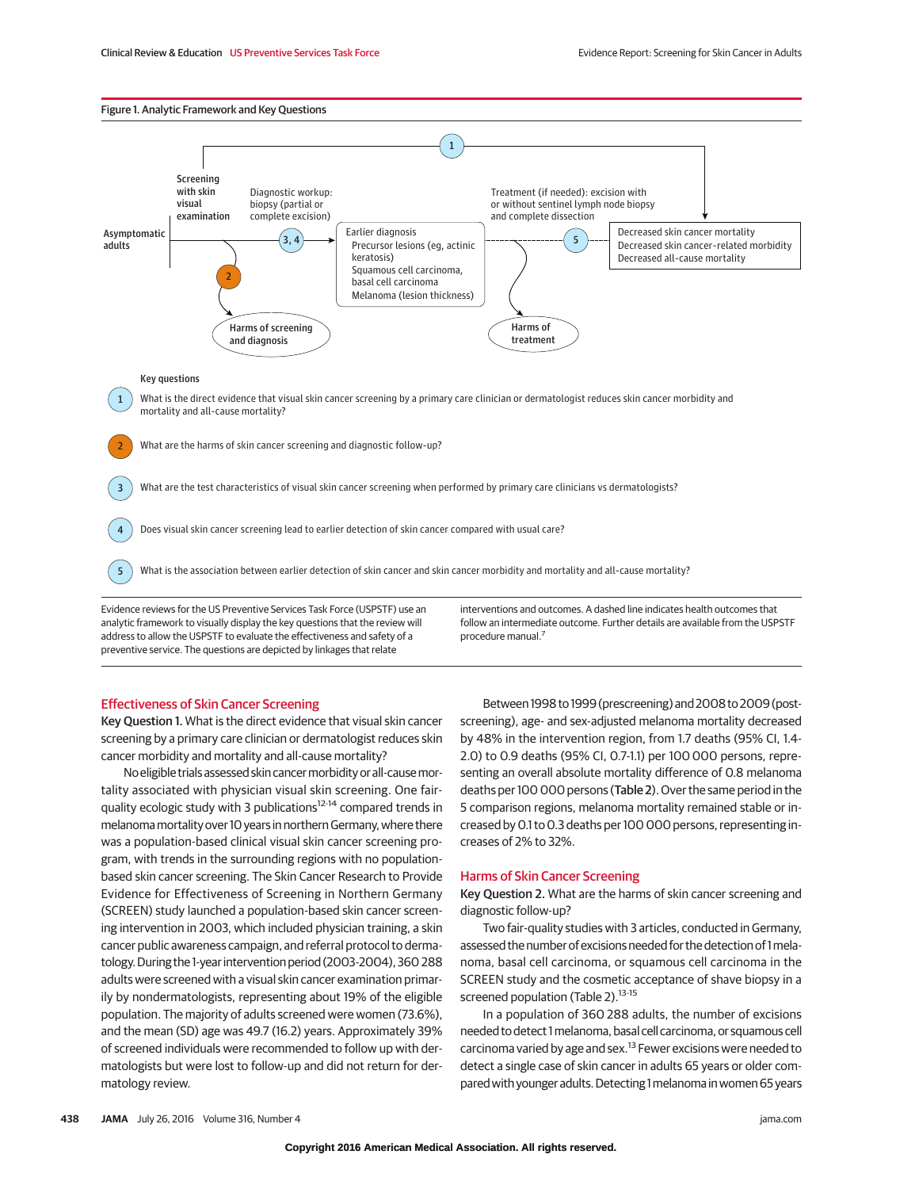**Figure 1. Analytic Framework and Key Questions**

Asymptomatic adults → Screening with skin visual examination → Diagnostic workup: biopsy (partial or complete excision) (3, 4) → Earlier diagnosis: Precursor lesions (eg, actinic keratosis); Squamous cell carcinoma, basal cell carcinoma; Melanoma (lesion thickness) → Treatment (if needed): excision with or without sentinel lymph node biopsy and complete dissection (5) → Decreased skin cancer mortality; Decreased skin cancer–related morbidity; Decreased all-cause mortality

(1) Direct pathway from screening to outcomes

(2) Harms of screening and diagnosis

Harms of treatment

Key questions

1. What is the direct evidence that visual skin cancer screening by a primary care clinician or dermatologist reduces skin cancer morbidity and mortality and all-cause mortality?
2. What are the harms of skin cancer screening and diagnostic follow-up?
3. What are the test characteristics of visual skin cancer screening when performed by primary care clinicians vs dermatologists?
4. Does visual skin cancer screening lead to earlier detection of skin cancer compared with usual care?
5. What is the association between earlier detection of skin cancer and skin cancer morbidity and mortality and all-cause mortality?

Evidence reviews for the US Preventive Services Task Force (USPSTF) use an analytic framework to visually display the key questions that the review will address to allow the USPSTF to evaluate the effectiveness and safety of a preventive service. The questions are depicted by linkages that relate interventions and outcomes. A dashed line indicates health outcomes that follow an intermediate outcome. Further details are available from the USPSTF procedure manual.[7]

## Effectiveness of Skin Cancer Screening

**Key Question 1.** What is the direct evidence that visual skin cancer screening by a primary care clinician or dermatologist reduces skin cancer morbidity and mortality and all-cause mortality?

No eligible trials assessed skin cancer morbidity or all-cause mortality associated with physician visual skin screening. One fair-quality ecologic study with 3 publications[12-14] compared trends in melanoma mortality over 10 years in northern Germany, where there was a population-based clinical visual skin cancer screening program, with trends in the surrounding regions with no population-based skin cancer screening. The Skin Cancer Research to Provide Evidence for Effectiveness of Screening in Northern Germany (SCREEN) study launched a population-based skin cancer screening intervention in 2003, which included physician training, a skin cancer public awareness campaign, and referral protocol to dermatology. During the 1-year intervention period (2003-2004), 360 288 adults were screened with a visual skin cancer examination primarily by nondermatologists, representing about 19% of the eligible population. The majority of adults screened were women (73.6%), and the mean (SD) age was 49.7 (16.2) years. Approximately 39% of screened individuals were recommended to follow up with dermatologists but were lost to follow-up and did not return for dermatology review.

Between 1998 to 1999 (prescreening) and 2008 to 2009 (post-screening), age- and sex-adjusted melanoma mortality decreased by 48% in the intervention region, from 1.7 deaths (95% CI, 1.4-2.0) to 0.9 deaths (95% CI, 0.7-1.1) per 100 000 persons, representing an overall absolute mortality difference of 0.8 melanoma deaths per 100 000 persons (Table 2). Over the same period in the 5 comparison regions, melanoma mortality remained stable or increased by 0.1 to 0.3 deaths per 100 000 persons, representing increases of 2% to 32%.

## Harms of Skin Cancer Screening

**Key Question 2.** What are the harms of skin cancer screening and diagnostic follow-up?

Two fair-quality studies with 3 articles, conducted in Germany, assessed the number of excisions needed for the detection of 1 melanoma, basal cell carcinoma, or squamous cell carcinoma in the SCREEN study and the cosmetic acceptance of shave biopsy in a screened population (Table 2).[13-15]

In a population of 360 288 adults, the number of excisions needed to detect 1 melanoma, basal cell carcinoma, or squamous cell carcinoma varied by age and sex.[13] Fewer excisions were needed to detect a single case of skin cancer in adults 65 years or older compared with younger adults. Detecting 1 melanoma in women 65 years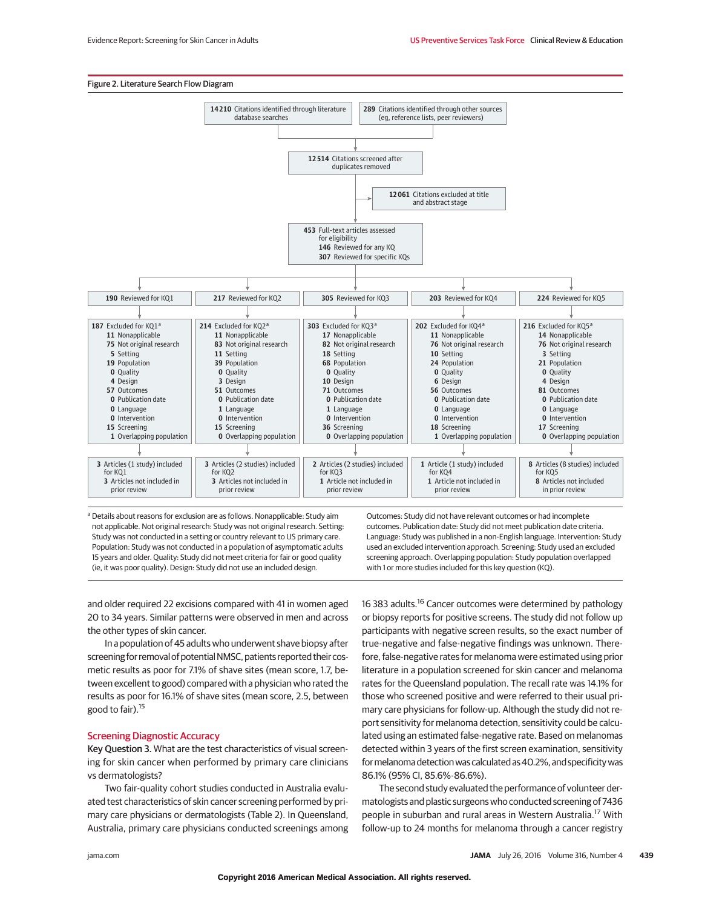Figure 2. Literature Search Flow Diagram

**14210** Citations identified through literature database searches

**289** Citations identified through other sources (eg, reference lists, peer reviewers)

**12514** Citations screened after duplicates removed

**12061** Citations excluded at title and abstract stage

**453** Full-text articles assessed for eligibility
- **146** Reviewed for any KQ
- **307** Reviewed for specific KQs

| | KQ1 | KQ2 | KQ3 | KQ4 | KQ5 |
|---|---|---|---|---|---|
| Reviewed | **190** Reviewed for KQ1 | **217** Reviewed for KQ2 | **305** Reviewed for KQ3 | **203** Reviewed for KQ4 | **224** Reviewed for KQ5 |
| Excluded[a] | **187** Excluded for KQ1 | **214** Excluded for KQ2 | **303** Excluded for KQ3 | **202** Excluded for KQ4 | **216** Excluded for KQ5 |
| Nonapplicable | 11 | 11 | 17 | 11 | 14 |
| Not original research | 75 | 83 | 82 | 76 | 76 |
| Setting | 5 | 11 | 18 | 10 | 3 |
| Population | 19 | 39 | 68 | 24 | 21 |
| Quality | 0 | 0 | 0 | 0 | 0 |
| Design | 4 | 3 | 10 | 6 | 4 |
| Outcomes | 57 | 51 | 71 | 56 | 81 |
| Publication date | 0 | 0 | 0 | 0 | 0 |
| Language | 0 | 1 | 1 | 0 | 0 |
| Intervention | 0 | 0 | 0 | 0 | 0 |
| Screening | 15 | 15 | 36 | 18 | 17 |
| Overlapping population | 1 | 0 | 0 | 1 | 0 |
| Included | **3** Articles (1 study) included for KQ1; **3** Articles not included in prior review | **3** Articles (2 studies) included for KQ2; **3** Articles not included in prior review | **2** Articles (2 studies) included for KQ3; **1** Article not included in prior review | **1** Article (1 study) included for KQ4; **1** Article not included in prior review | **8** Articles (8 studies) included for KQ5; **8** Articles not included in prior review |

[a] Details about reasons for exclusion are as follows. Nonapplicable: Study aim not applicable. Not original research: Study was not original research. Setting: Study was not conducted in a setting or country relevant to US primary care. Population: Study was not conducted in a population of asymptomatic adults 15 years and older. Quality: Study did not meet criteria for fair or good quality (ie, it was poor quality). Design: Study did not use an included design. Outcomes: Study did not have relevant outcomes or had incomplete outcomes. Publication date: Study did not meet publication date criteria. Language: Study was published in a non-English language. Intervention: Study used an excluded intervention approach. Screening: Study used an excluded screening approach. Overlapping population: Study population overlapped with 1 or more studies included for this key question (KQ).

and older required 22 excisions compared with 41 in women aged 20 to 34 years. Similar patterns were observed in men and across the other types of skin cancer.

In a population of 45 adults who underwent shave biopsy after screening for removal of potential NMSC, patients reported their cosmetic results as poor for 7.1% of shave sites (mean score, 1.7, between excellent to good) compared with a physician who rated the results as poor for 16.1% of shave sites (mean score, 2.5, between good to fair).[15]

## Screening Diagnostic Accuracy

**Key Question 3.** What are the test characteristics of visual screening for skin cancer when performed by primary care clinicians vs dermatologists?

Two fair-quality cohort studies conducted in Australia evaluated test characteristics of skin cancer screening performed by primary care physicians or dermatologists (Table 2). In Queensland, Australia, primary care physicians conducted screenings among 16 383 adults.[16] Cancer outcomes were determined by pathology or biopsy reports for positive screens. The study did not follow up participants with negative screen results, so the exact number of true-negative and false-negative findings was unknown. Therefore, false-negative rates for melanoma were estimated using prior literature in a population screened for skin cancer and melanoma rates for the Queensland population. The recall rate was 14.1% for those who screened positive and were referred to their usual primary care physicians for follow-up. Although the study did not report sensitivity for melanoma detection, sensitivity could be calculated using an estimated false-negative rate. Based on melanomas detected within 3 years of the first screen examination, sensitivity for melanoma detection was calculated as 40.2%, and specificity was 86.1% (95% CI, 85.6%-86.6%).

The second study evaluated the performance of volunteer dermatologists and plastic surgeons who conducted screening of 7436 people in suburban and rural areas in Western Australia.[17] With follow-up to 24 months for melanoma through a cancer registry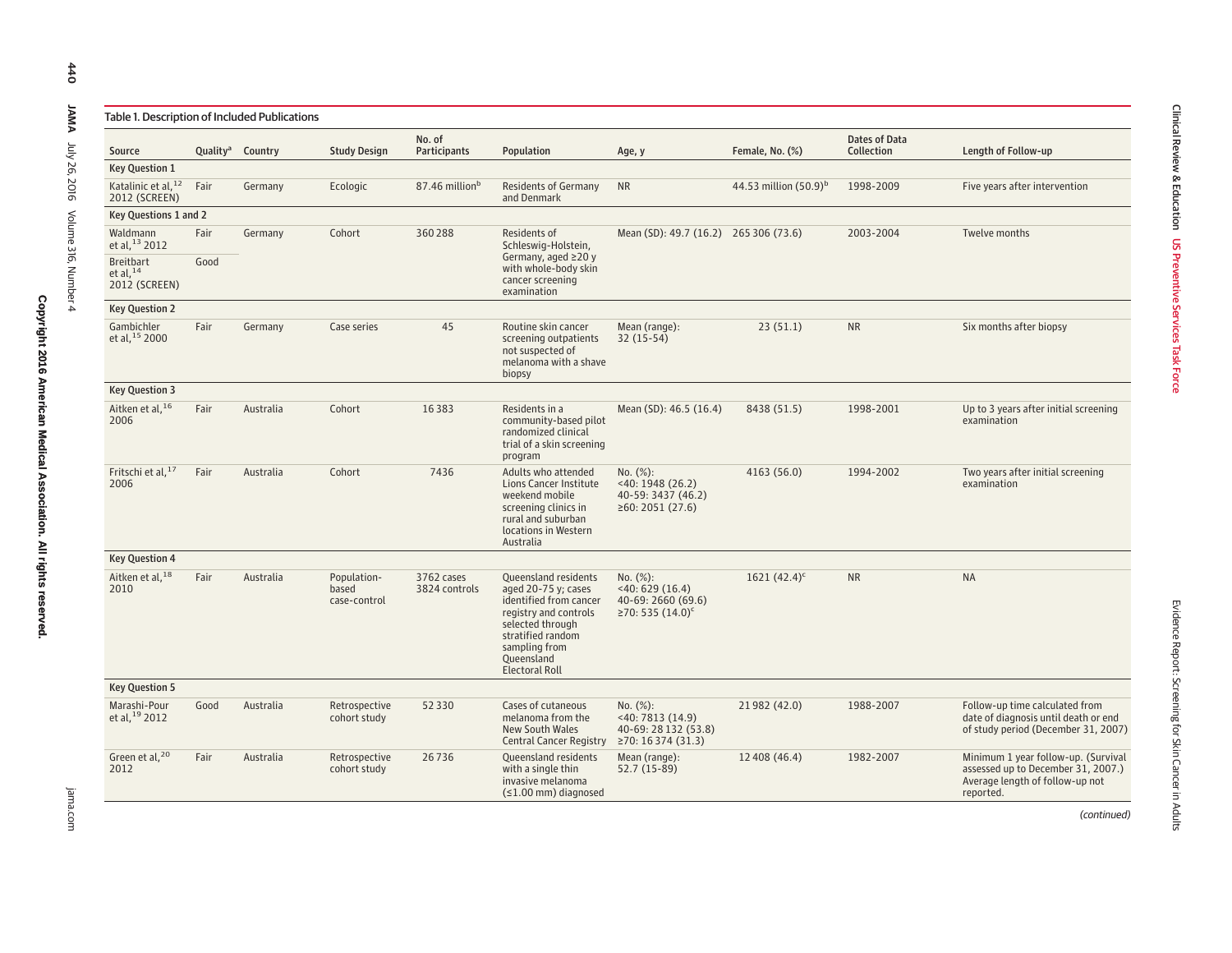Table 1. Description of Included Publications

| Source | Quality[a] | Country | Study Design | No. of Participants | Population | Age, y | Female, No. (%) | Dates of Data Collection | Length of Follow-up |
|---|---|---|---|---|---|---|---|---|---|
| **Key Question 1** | | | | | | | | | |
| Katalinic et al,[12] 2012 (SCREEN) | Fair | Germany | Ecologic | 87.46 million[b] | Residents of Germany and Denmark | NR | 44.53 million (50.9)[b] | 1998-2009 | Five years after intervention |
| **Key Questions 1 and 2** | | | | | | | | | |
| Waldmann et al,[13] 2012 | Fair | Germany | Cohort | 360 288 | Residents of Schleswig-Holstein, Germany, aged ≥20 y with whole-body skin cancer screening examination | Mean (SD): 49.7 (16.2) | 265 306 (73.6) | 2003-2004 | Twelve months |
| Breitbart et al,[14] 2012 (SCREEN) | Good | | | | | | | | |
| **Key Question 2** | | | | | | | | | |
| Gambichler et al,[15] 2000 | Fair | Germany | Case series | 45 | Routine skin cancer screening outpatients not suspected of melanoma with a shave biopsy | Mean (range): 32 (15-54) | 23 (51.1) | NR | Six months after biopsy |
| **Key Question 3** | | | | | | | | | |
| Aitken et al,[16] 2006 | Fair | Australia | Cohort | 16 383 | Residents in a community-based pilot randomized clinical trial of a skin screening program | Mean (SD): 46.5 (16.4) | 8438 (51.5) | 1998-2001 | Up to 3 years after initial screening examination |
| Fritschi et al,[17] 2006 | Fair | Australia | Cohort | 7436 | Adults who attended Lions Cancer Institute weekend mobile screening clinics in rural and suburban locations in Western Australia | No. (%): <40: 1948 (26.2) 40-59: 3437 (46.2) ≥60: 2051 (27.6) | 4163 (56.0) | 1994-2002 | Two years after initial screening examination |
| **Key Question 4** | | | | | | | | | |
| Aitken et al,[18] 2010 | Fair | Australia | Population-based case-control | 3762 cases 3824 controls | Queensland residents aged 20-75 y; cases identified from cancer registry and controls selected through stratified random sampling from Queensland Electoral Roll | No. (%): <40: 629 (16.4) 40-69: 2660 (69.6) ≥70: 535 (14.0)[c] | 1621 (42.4)[c] | NR | NA |
| **Key Question 5** | | | | | | | | | |
| Marashi-Pour et al,[19] 2012 | Good | Australia | Retrospective cohort study | 52 330 | Cases of cutaneous melanoma from the New South Wales Central Cancer Registry | No. (%): <40: 7813 (14.9) 40-69: 28 132 (53.8) ≥70: 16 374 (31.3) | 21 982 (42.0) | 1988-2007 | Follow-up time calculated from date of diagnosis until death or end of study period (December 31, 2007) |
| Green et al,[20] 2012 | Fair | Australia | Retrospective cohort study | 26 736 | Queensland residents with a single thin invasive melanoma (≤1.00 mm) diagnosed | Mean (range): 52.7 (15-89) | 12 408 (46.4) | 1982-2007 | Minimum 1 year follow-up. (Survival assessed up to December 31, 2007.) Average length of follow-up not reported. |

*(continued)*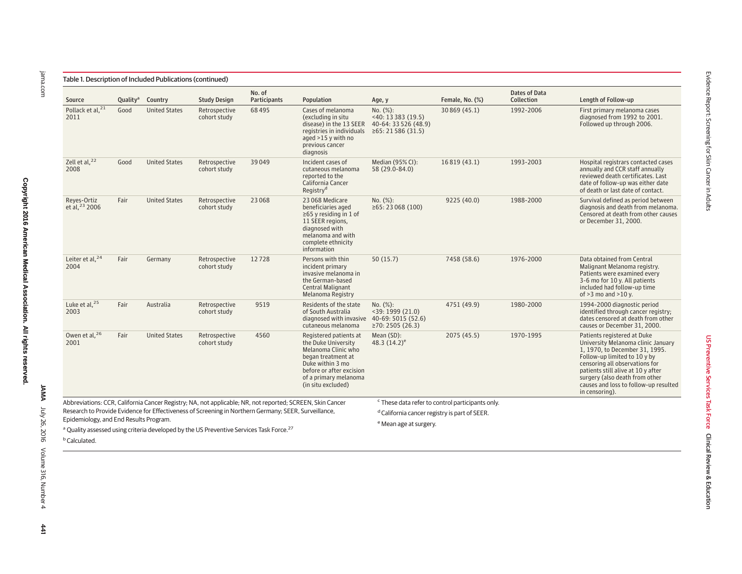Table 1. Description of Included Publications (continued)

| Source | Quality[a] | Country | Study Design | No. of Participants | Population | Age, y | Female, No. (%) | Dates of Data Collection | Length of Follow-up |
|---|---|---|---|---|---|---|---|---|---|
| Pollack et al,[21] 2011 | Good | United States | Retrospective cohort study | 68 495 | Cases of melanoma (excluding in situ disease) in the 13 SEER registries in individuals aged >15 y with no previous cancer diagnosis | No. (%): <40: 13 383 (19.5) 40-64: 33 526 (48.9) ≥65: 21 586 (31.5) | 30 869 (45.1) | 1992-2006 | First primary melanoma cases diagnosed from 1992 to 2001. Followed up through 2006. |
| Zell et al,[22] 2008 | Good | United States | Retrospective cohort study | 39 049 | Incident cases of cutaneous melanoma reported to the California Cancer Registry[d] | Median (95% CI): 58 (29.0-84.0) | 16 819 (43.1) | 1993-2003 | Hospital registrars contacted cases annually and CCR staff annually reviewed death certificates. Last date of follow-up was either date of death or last date of contact. |
| Reyes-Ortiz et al,[23] 2006 | Fair | United States | Retrospective cohort study | 23 068 | 23 068 Medicare beneficiaries aged ≥65 y residing in 1 of 11 SEER regions, diagnosed with melanoma and with complete ethnicity information | No. (%): ≥65: 23 068 (100) | 9225 (40.0) | 1988-2000 | Survival defined as period between diagnosis and death from melanoma. Censored at death from other causes or December 31, 2000. |
| Leiter et al,[24] 2004 | Fair | Germany | Retrospective cohort study | 12 728 | Persons with thin incident primary invasive melanoma in the German-based Central Malignant Melanoma Registry | 50 (15.7) | 7458 (58.6) | 1976-2000 | Data obtained from Central Malignant Melanoma registry. Patients were examined every 3-6 mo for 10 y. All patients included had follow-up time of >3 mo and >10 y. |
| Luke et al,[25] 2003 | Fair | Australia | Retrospective cohort study | 9519 | Residents of the state of South Australia diagnosed with invasive cutaneous melanoma | No. (%): <39: 1999 (21.0) 40-69: 5015 (52.6) ≥70: 2505 (26.3) | 4751 (49.9) | 1980-2000 | 1994-2000 diagnostic period identified through cancer registry; dates censored at death from other causes or December 31, 2000. |
| Owen et al,[26] 2001 | Fair | United States | Retrospective cohort study | 4560 | Registered patients at the Duke University Melanoma Clinic who began treatment at Duke within 3 mo before or after excision of a primary melanoma (in situ excluded) | Mean (SD): 48.3 (14.2)[e] | 2075 (45.5) | 1970-1995 | Patients registered at Duke University Melanoma clinic January 1, 1970, to December 31, 1995. Follow-up limited to 10 y by censoring all observations for patients still alive at 10 y after surgery (also death from other causes and loss to follow-up resulted in censoring). |

Abbreviations: CCR, California Cancer Registry; NA, not applicable; NR, not reported; SCREEN, Skin Cancer Research to Provide Evidence for Effectiveness of Screening in Northern Germany; SEER, Surveillance, Epidemiology, and End Results Program.

[a] Quality assessed using criteria developed by the US Preventive Services Task Force.[27]

[b] Calculated.

[c] These data refer to control participants only.

[d] California cancer registry is part of SEER.

[e] Mean age at surgery.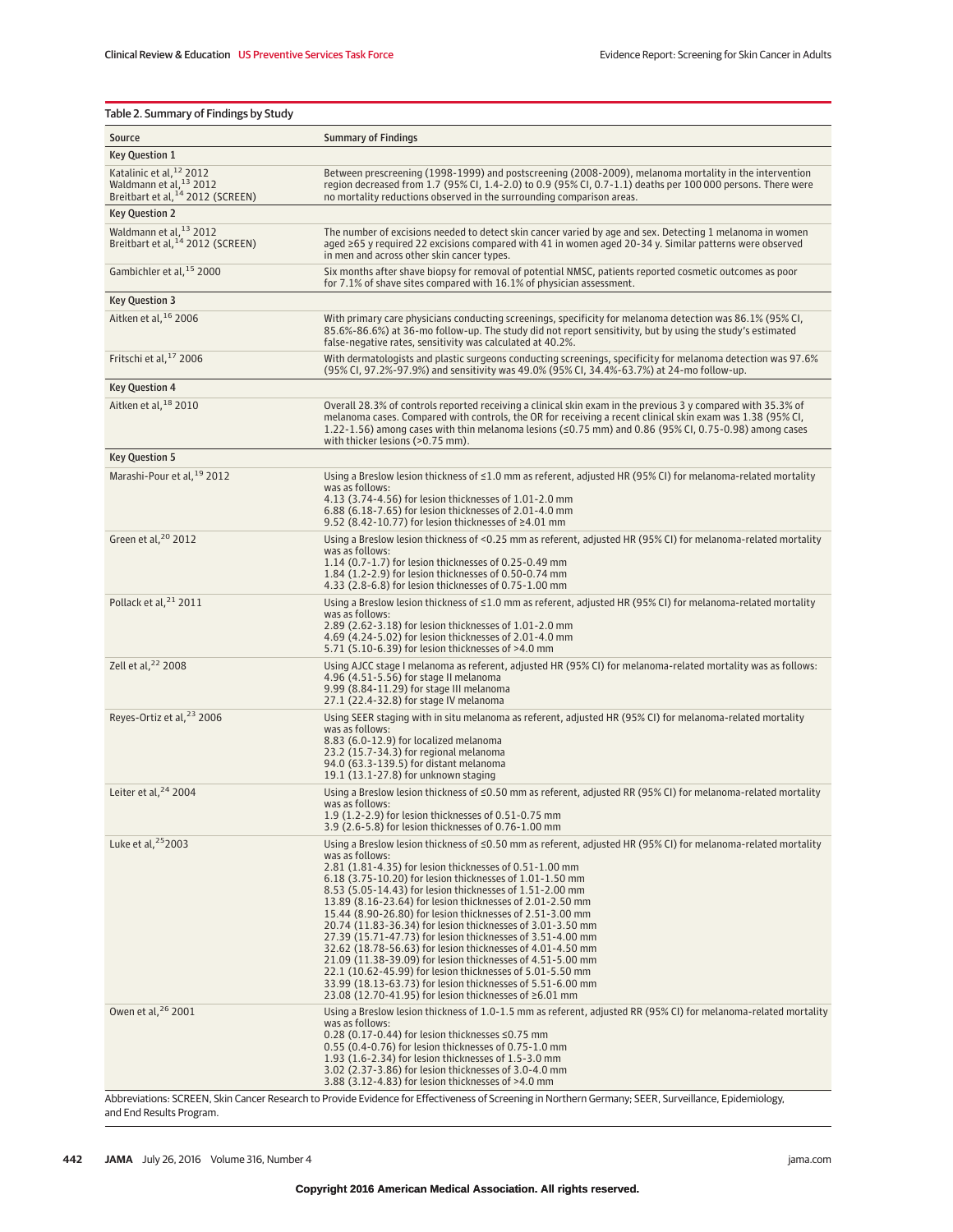Table 2. Summary of Findings by Study

| Source | Summary of Findings |
|---|---|
| **Key Question 1** | |
| Katalinic et al,[12] 2012<br>Waldmann et al,[13] 2012<br>Breitbart et al,[14] 2012 (SCREEN) | Between prescreening (1998-1999) and postscreening (2008-2009), melanoma mortality in the intervention region decreased from 1.7 (95% CI, 1.4-2.0) to 0.9 (95% CI, 0.7-1.1) deaths per 100 000 persons. There were no mortality reductions observed in the surrounding comparison areas. |
| **Key Question 2** | |
| Waldmann et al,[13] 2012<br>Breitbart et al,[14] 2012 (SCREEN) | The number of excisions needed to detect skin cancer varied by age and sex. Detecting 1 melanoma in women aged ≥65 y required 22 excisions compared with 41 in women aged 20-34 y. Similar patterns were observed in men and across other skin cancer types. |
| Gambichler et al,[15] 2000 | Six months after shave biopsy for removal of potential NMSC, patients reported cosmetic outcomes as poor for 7.1% of shave sites compared with 16.1% of physician assessment. |
| **Key Question 3** | |
| Aitken et al,[16] 2006 | With primary care physicians conducting screenings, specificity for melanoma detection was 86.1% (95% CI, 85.6%-86.6%) at 36-mo follow-up. The study did not report sensitivity, but by using the study's estimated false-negative rates, sensitivity was calculated at 40.2%. |
| Fritschi et al,[17] 2006 | With dermatologists and plastic surgeons conducting screenings, specificity for melanoma detection was 97.6% (95% CI, 97.2%-97.9%) and sensitivity was 49.0% (95% CI, 34.4%-63.7%) at 24-mo follow-up. |
| **Key Question 4** | |
| Aitken et al,[18] 2010 | Overall 28.3% of controls reported receiving a clinical skin exam in the previous 3 y compared with 35.3% of melanoma cases. Compared with controls, the OR for receiving a recent clinical skin exam was 1.38 (95% CI, 1.22-1.56) among cases with thin melanoma lesions (≤0.75 mm) and 0.86 (95% CI, 0.75-0.98) among cases with thicker lesions (>0.75 mm). |
| **Key Question 5** | |
| Marashi-Pour et al,[19] 2012 | Using a Breslow lesion thickness of ≤1.0 mm as referent, adjusted HR (95% CI) for melanoma-related mortality was as follows:<br>4.13 (3.74-4.56) for lesion thicknesses of 1.01-2.0 mm<br>6.88 (6.18-7.65) for lesion thicknesses of 2.01-4.0 mm<br>9.52 (8.42-10.77) for lesion thicknesses of ≥4.01 mm |
| Green et al,[20] 2012 | Using a Breslow lesion thickness of <0.25 mm as referent, adjusted HR (95% CI) for melanoma-related mortality was as follows:<br>1.14 (0.7-1.7) for lesion thicknesses of 0.25-0.49 mm<br>1.84 (1.2-2.9) for lesion thicknesses of 0.50-0.74 mm<br>4.33 (2.8-6.8) for lesion thicknesses of 0.75-1.00 mm |
| Pollack et al,[21] 2011 | Using a Breslow lesion thickness of ≤1.0 mm as referent, adjusted HR (95% CI) for melanoma-related mortality was as follows:<br>2.89 (2.62-3.18) for lesion thicknesses of 1.01-2.0 mm<br>4.69 (4.24-5.02) for lesion thicknesses of 2.01-4.0 mm<br>5.71 (5.10-6.39) for lesion thicknesses of >4.0 mm |
| Zell et al,[22] 2008 | Using AJCC stage I melanoma as referent, adjusted HR (95% CI) for melanoma-related mortality was as follows:<br>4.96 (4.51-5.56) for stage II melanoma<br>9.99 (8.84-11.29) for stage III melanoma<br>27.1 (22.4-32.8) for stage IV melanoma |
| Reyes-Ortiz et al,[23] 2006 | Using SEER staging with in situ melanoma as referent, adjusted HR (95% CI) for melanoma-related mortality was as follows:<br>8.83 (6.0-12.9) for localized melanoma<br>23.2 (15.7-34.3) for regional melanoma<br>94.0 (63.3-139.5) for distant melanoma<br>19.1 (13.1-27.8) for unknown staging |
| Leiter et al,[24] 2004 | Using a Breslow lesion thickness of ≤0.50 mm as referent, adjusted RR (95% CI) for melanoma-related mortality was as follows:<br>1.9 (1.2-2.9) for lesion thicknesses of 0.51-0.75 mm<br>3.9 (2.6-5.8) for lesion thicknesses of 0.76-1.00 mm |
| Luke et al,[25] 2003 | Using a Breslow lesion thickness of ≤0.50 mm as referent, adjusted HR (95% CI) for melanoma-related mortality was as follows:<br>2.81 (1.81-4.35) for lesion thicknesses of 0.51-1.00 mm<br>6.18 (3.75-10.20) for lesion thicknesses of 1.01-1.50 mm<br>8.53 (5.05-14.43) for lesion thicknesses of 1.51-2.00 mm<br>13.89 (8.16-23.64) for lesion thicknesses of 2.01-2.50 mm<br>15.44 (8.90-26.80) for lesion thicknesses of 2.51-3.00 mm<br>20.74 (11.83-36.34) for lesion thicknesses of 3.01-3.50 mm<br>27.39 (15.71-47.73) for lesion thicknesses of 3.51-4.00 mm<br>32.62 (18.78-56.63) for lesion thicknesses of 4.01-4.50 mm<br>21.09 (11.38-39.09) for lesion thicknesses of 4.51-5.00 mm<br>22.1 (10.62-45.99) for lesion thicknesses of 5.01-5.50 mm<br>33.99 (18.13-63.73) for lesion thicknesses of 5.51-6.00 mm<br>23.08 (12.70-41.95) for lesion thicknesses of ≥6.01 mm |
| Owen et al,[26] 2001 | Using a Breslow lesion thickness of 1.0-1.5 mm as referent, adjusted RR (95% CI) for melanoma-related mortality was as follows:<br>0.28 (0.17-0.44) for lesion thicknesses ≤0.75 mm<br>0.55 (0.4-0.76) for lesion thicknesses of 0.75-1.0 mm<br>1.93 (1.6-2.34) for lesion thicknesses of 1.5-3.0 mm<br>3.02 (2.37-3.86) for lesion thicknesses of 3.0-4.0 mm<br>3.88 (3.12-4.83) for lesion thicknesses of >4.0 mm |

Abbreviations: SCREEN, Skin Cancer Research to Provide Evidence for Effectiveness of Screening in Northern Germany; SEER, Surveillance, Epidemiology, and End Results Program.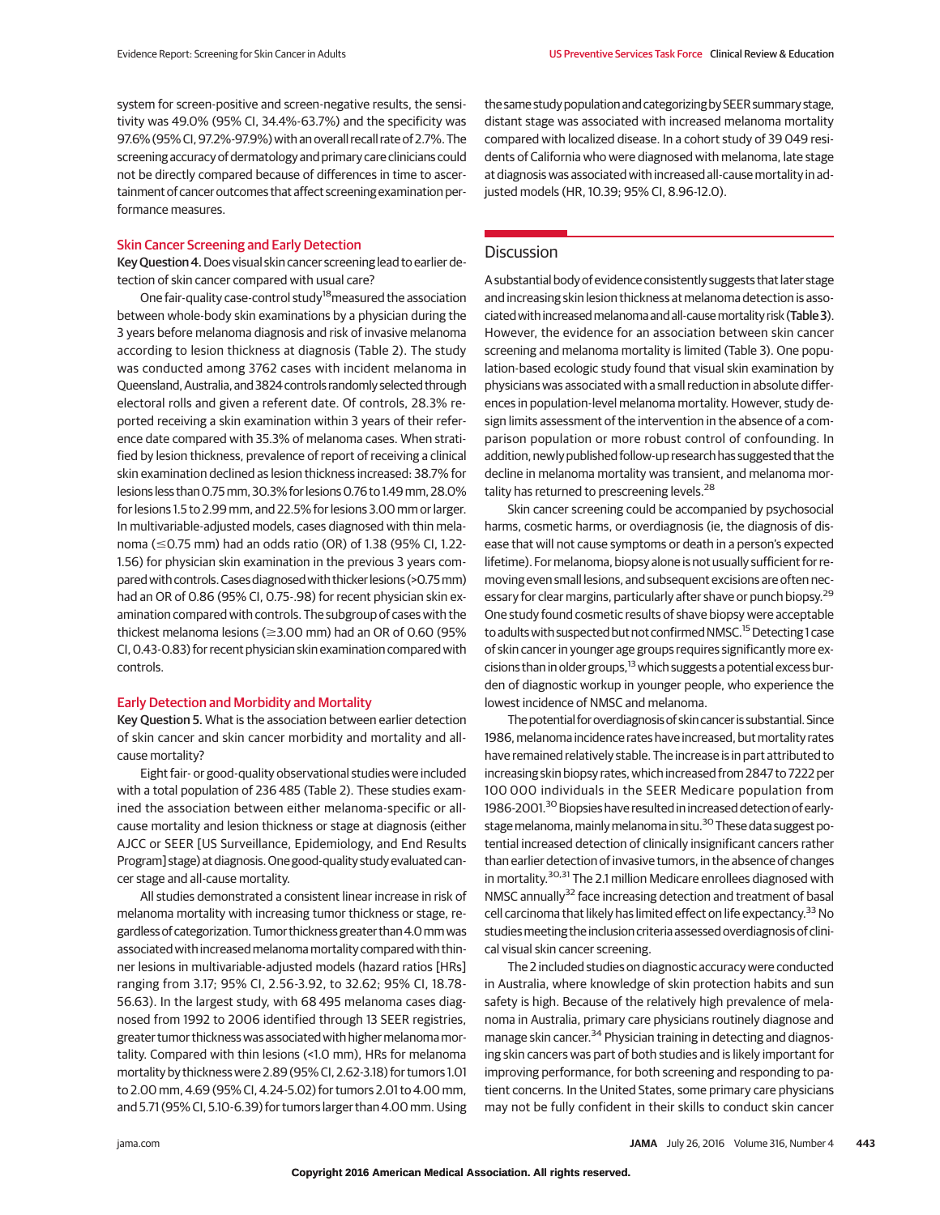system for screen-positive and screen-negative results, the sensitivity was 49.0% (95% CI, 34.4%-63.7%) and the specificity was 97.6% (95% CI, 97.2%-97.9%) with an overall recall rate of 2.7%. The screening accuracy of dermatology and primary care clinicians could not be directly compared because of differences in time to ascertainment of cancer outcomes that affect screening examination performance measures.

### Skin Cancer Screening and Early Detection

**Key Question 4.** Does visual skin cancer screening lead to earlier detection of skin cancer compared with usual care?

One fair-quality case-control study[18] measured the association between whole-body skin examinations by a physician during the 3 years before melanoma diagnosis and risk of invasive melanoma according to lesion thickness at diagnosis (Table 2). The study was conducted among 3762 cases with incident melanoma in Queensland, Australia, and 3824 controls randomly selected through electoral rolls and given a referent date. Of controls, 28.3% reported receiving a skin examination within 3 years of their reference date compared with 35.3% of melanoma cases. When stratified by lesion thickness, prevalence of report of receiving a clinical skin examination declined as lesion thickness increased: 38.7% for lesions less than 0.75 mm, 30.3% for lesions 0.76 to 1.49 mm, 28.0% for lesions 1.5 to 2.99 mm, and 22.5% for lesions 3.00 mm or larger. In multivariable-adjusted models, cases diagnosed with thin melanoma (≤0.75 mm) had an odds ratio (OR) of 1.38 (95% CI, 1.22-1.56) for physician skin examination in the previous 3 years compared with controls. Cases diagnosed with thicker lesions (>0.75 mm) had an OR of 0.86 (95% CI, 0.75-.98) for recent physician skin examination compared with controls. The subgroup of cases with the thickest melanoma lesions (≥3.00 mm) had an OR of 0.60 (95% CI, 0.43-0.83) for recent physician skin examination compared with controls.

### Early Detection and Morbidity and Mortality

**Key Question 5.** What is the association between earlier detection of skin cancer and skin cancer morbidity and mortality and all-cause mortality?

Eight fair- or good-quality observational studies were included with a total population of 236 485 (Table 2). These studies examined the association between either melanoma-specific or all-cause mortality and lesion thickness or stage at diagnosis (either AJCC or SEER [US Surveillance, Epidemiology, and End Results Program] stage) at diagnosis. One good-quality study evaluated cancer stage and all-cause mortality.

All studies demonstrated a consistent linear increase in risk of melanoma mortality with increasing tumor thickness or stage, regardless of categorization. Tumor thickness greater than 4.0 mm was associated with increased melanoma mortality compared with thinner lesions in multivariable-adjusted models (hazard ratios [HRs] ranging from 3.17; 95% CI, 2.56-3.92, to 32.62; 95% CI, 18.78-56.63). In the largest study, with 68 495 melanoma cases diagnosed from 1992 to 2006 identified through 13 SEER registries, greater tumor thickness was associated with higher melanoma mortality. Compared with thin lesions (<1.0 mm), HRs for melanoma mortality by thickness were 2.89 (95% CI, 2.62-3.18) for tumors 1.01 to 2.00 mm, 4.69 (95% CI, 4.24-5.02) for tumors 2.01 to 4.00 mm, and 5.71 (95% CI, 5.10-6.39) for tumors larger than 4.00 mm. Using the same study population and categorizing by SEER summary stage, distant stage was associated with increased melanoma mortality compared with localized disease. In a cohort study of 39 049 residents of California who were diagnosed with melanoma, late stage at diagnosis was associated with increased all-cause mortality in adjusted models (HR, 10.39; 95% CI, 8.96-12.0).

## Discussion

A substantial body of evidence consistently suggests that later stage and increasing skin lesion thickness at melanoma detection is associated with increased melanoma and all-cause mortality risk (**Table 3**). However, the evidence for an association between skin cancer screening and melanoma mortality is limited (Table 3). One population-based ecologic study found that visual skin examination by physicians was associated with a small reduction in absolute differences in population-level melanoma mortality. However, study design limits assessment of the intervention in the absence of a comparison population or more robust control of confounding. In addition, newly published follow-up research has suggested that the decline in melanoma mortality was transient, and melanoma mortality has returned to prescreening levels.[28]

Skin cancer screening could be accompanied by psychosocial harms, cosmetic harms, or overdiagnosis (ie, the diagnosis of disease that will not cause symptoms or death in a person's expected lifetime). For melanoma, biopsy alone is not usually sufficient for removing even small lesions, and subsequent excisions are often necessary for clear margins, particularly after shave or punch biopsy.[29] One study found cosmetic results of shave biopsy were acceptable to adults with suspected but not confirmed NMSC.[15] Detecting 1 case of skin cancer in younger age groups requires significantly more excisions than in older groups,[13] which suggests a potential excess burden of diagnostic workup in younger people, who experience the lowest incidence of NMSC and melanoma.

The potential for overdiagnosis of skin cancer is substantial. Since 1986, melanoma incidence rates have increased, but mortality rates have remained relatively stable. The increase is in part attributed to increasing skin biopsy rates, which increased from 2847 to 7222 per 100 000 individuals in the SEER Medicare population from 1986-2001.[30] Biopsies have resulted in increased detection of early-stage melanoma, mainly melanoma in situ.[30] These data suggest potential increased detection of clinically insignificant cancers rather than earlier detection of invasive tumors, in the absence of changes in mortality.[30,31] The 2.1 million Medicare enrollees diagnosed with NMSC annually[32] face increasing detection and treatment of basal cell carcinoma that likely has limited effect on life expectancy.[33] No studies meeting the inclusion criteria assessed overdiagnosis of clinical visual skin cancer screening.

The 2 included studies on diagnostic accuracy were conducted in Australia, where knowledge of skin protection habits and sun safety is high. Because of the relatively high prevalence of melanoma in Australia, primary care physicians routinely diagnose and manage skin cancer.[34] Physician training in detecting and diagnosing skin cancers was part of both studies and is likely important for improving performance, for both screening and responding to patient concerns. In the United States, some primary care physicians may not be fully confident in their skills to conduct skin cancer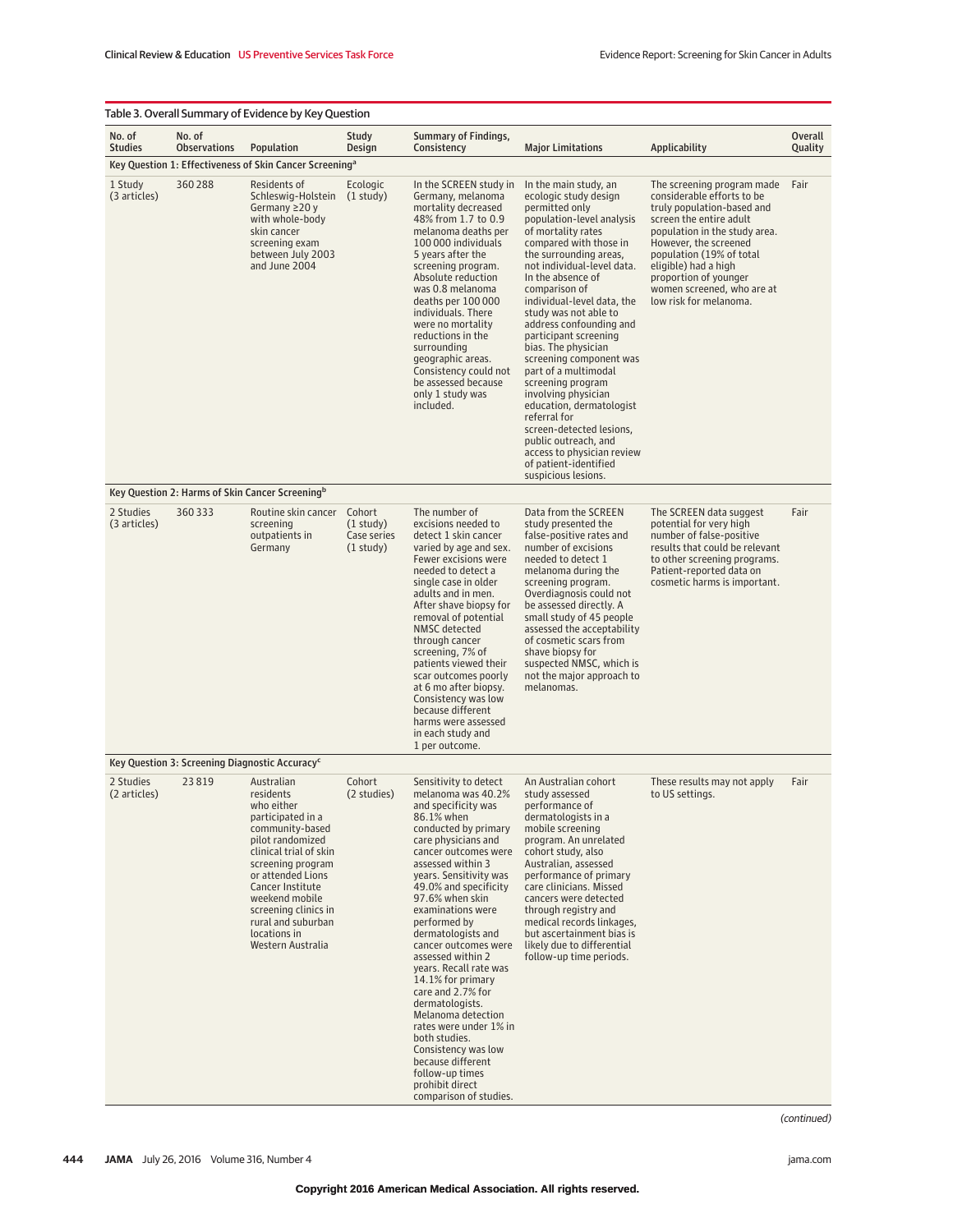Table 3. Overall Summary of Evidence by Key Question

| No. of Studies | No. of Observations | Population | Study Design | Summary of Findings, Consistency | Major Limitations | Applicability | Overall Quality |
|---|---|---|---|---|---|---|---|
| **Key Question 1: Effectiveness of Skin Cancer Screening[a]** | | | | | | | |
| 1 Study (3 articles) | 360 288 | Residents of Schleswig-Holstein Germany ≥20 y with whole-body skin cancer screening exam between July 2003 and June 2004 | Ecologic (1 study) | In the SCREEN study in Germany, melanoma mortality decreased 48% from 1.7 to 0.9 melanoma deaths per 100 000 individuals 5 years after the screening program. Absolute reduction was 0.8 melanoma deaths per 100 000 individuals. There were no mortality reductions in the surrounding geographic areas. Consistency could not be assessed because only 1 study was included. | In the main study, an ecologic study design permitted only population-level analysis of mortality rates compared with those in the surrounding areas, not individual-level data. In the absence of comparison of individual-level data, the study was not able to address confounding and participant screening bias. The physician screening component was part of a multimodal screening program involving physician education, dermatologist referral for screen-detected lesions, public outreach, and access to physician review of patient-identified suspicious lesions. | The screening program made considerable efforts to be truly population-based and screen the entire adult population in the study area. However, the screened population (19% of total eligible) had a high proportion of younger women screened, who are at low risk for melanoma. | Fair |
| **Key Question 2: Harms of Skin Cancer Screening[b]** | | | | | | | |
| 2 Studies (3 articles) | 360 333 | Routine skin cancer screening outpatients in Germany | Cohort (1 study)<br>Case series (1 study) | The number of excisions needed to detect 1 skin cancer varied by age and sex. Fewer excisions were needed to detect a single case in older adults and in men. After shave biopsy for removal of potential NMSC detected through cancer screening, 7% of patients viewed their scar outcomes poorly at 6 mo after biopsy. Consistency was low because different harms were assessed in each study and 1 per outcome. | Data from the SCREEN study presented the false-positive rates and number of excisions needed to detect 1 melanoma during the screening program. Overdiagnosis could not be assessed directly. A small study of 45 people assessed the acceptability of cosmetic scars from shave biopsy for suspected NMSC, which is not the major approach to melanomas. | The SCREEN data suggest potential for very high number of false-positive results that could be relevant to other screening programs. Patient-reported data on cosmetic harms is important. | Fair |
| **Key Question 3: Screening Diagnostic Accuracy[c]** | | | | | | | |
| 2 Studies (2 articles) | 23 819 | Australian residents who either participated in a community-based pilot randomized clinical trial of skin screening program or attended Lions Cancer Institute weekend mobile screening clinics in rural and suburban locations in Western Australia | Cohort (2 studies) | Sensitivity to detect melanoma was 40.2% and specificity was 86.1% when conducted by primary care physicians and cancer outcomes were assessed within 3 years. Sensitivity was 49.0% and specificity 97.6% when skin examinations were performed by dermatologists and cancer outcomes were assessed within 2 years. Recall rate was 14.1% for primary care and 2.7% for dermatologists. Melanoma detection rates were under 1% in both studies. Consistency was low because different follow-up times prohibit direct comparison of studies. | An Australian cohort study assessed performance of dermatologists in a mobile screening program. An unrelated cohort study, also Australian, assessed performance of primary care clinicians. Missed cancers were detected through registry and medical records linkages, but ascertainment bias is likely due to differential follow-up time periods. | These results may not apply to US settings. | Fair |

*(continued)*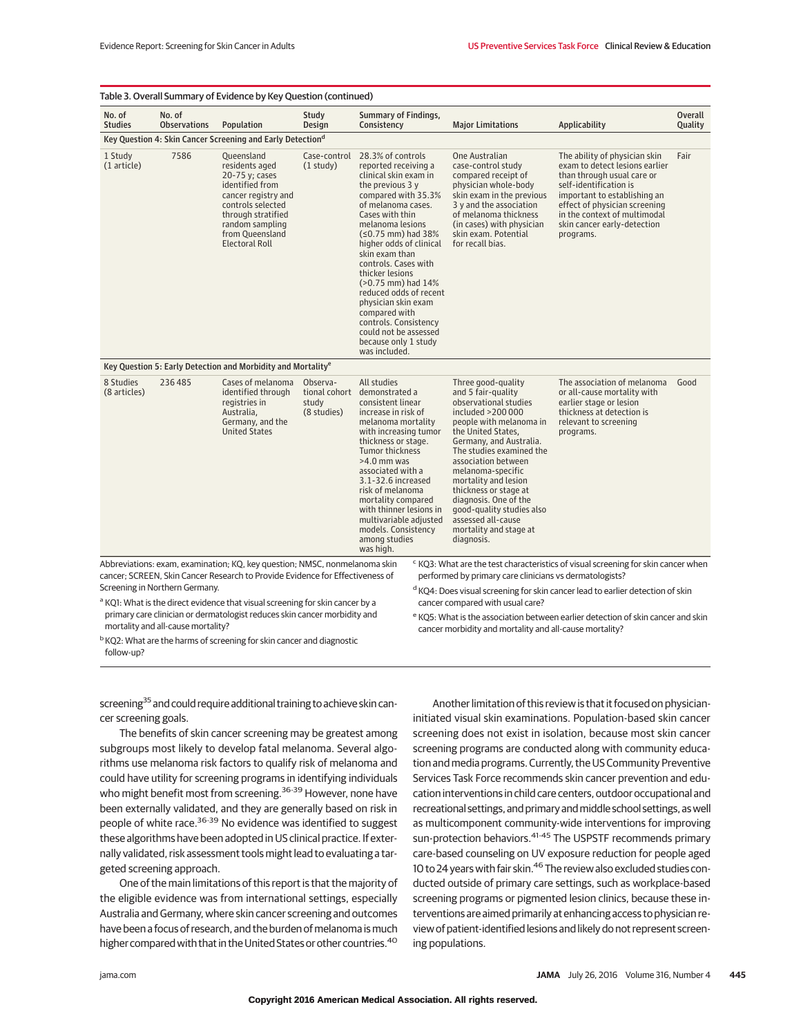Table 3. Overall Summary of Evidence by Key Question (continued)

| No. of Studies | No. of Observations | Population | Study Design | Summary of Findings, Consistency | Major Limitations | Applicability | Overall Quality |
|---|---|---|---|---|---|---|---|
| **Key Question 4: Skin Cancer Screening and Early Detection[d]** | | | | | | | |
| 1 Study (1 article) | 7586 | Queensland residents aged 20-75 y; cases identified from cancer registry and controls selected through stratified random sampling from Queensland Electoral Roll | Case-control (1 study) | 28.3% of controls reported receiving a clinical skin exam in the previous 3 y compared with 35.3% of melanoma cases. Cases with thin melanoma lesions (≤0.75 mm) had 38% higher odds of clinical skin exam than controls. Cases with thicker lesions (>0.75 mm) had 14% reduced odds of recent physician skin exam compared with controls. Consistency could not be assessed because only 1 study was included. | One Australian case-control study compared receipt of physician whole-body skin exam in the previous 3 y and the association of melanoma thickness (in cases) with physician skin exam. Potential for recall bias. | The ability of physician skin exam to detect lesions earlier than through usual care or self-identification is important to establishing an effect of physician screening in the context of multimodal skin cancer early-detection programs. | Fair |
| **Key Question 5: Early Detection and Morbidity and Mortality[e]** | | | | | | | |
| 8 Studies (8 articles) | 236 485 | Cases of melanoma identified through registries in Australia, Germany, and the United States | Observational cohort study (8 studies) | All studies demonstrated a consistent linear increase in risk of melanoma mortality with increasing tumor thickness or stage. Tumor thickness >4.0 mm was associated with a 3.1-32.6 increased risk of melanoma mortality compared with thinner lesions in multivariable adjusted models. Consistency among studies was high. | Three good-quality and 5 fair-quality observational studies included >200 000 people with melanoma in the United States, Germany, and Australia. The studies examined the association between melanoma-specific mortality and lesion thickness or stage at diagnosis. One of the good-quality studies also assessed all-cause mortality and stage at diagnosis. | The association of melanoma or all-cause mortality with earlier stage or lesion thickness at detection is relevant to screening programs. | Good |

Abbreviations: exam, examination; KQ, key question; NMSC, nonmelanoma skin cancer; SCREEN, Skin Cancer Research to Provide Evidence for Effectiveness of Screening in Northern Germany.

[a] KQ1: What is the direct evidence that visual screening for skin cancer by a primary care clinician or dermatologist reduces skin cancer morbidity and mortality and all-cause mortality?

[b] KQ2: What are the harms of screening for skin cancer and diagnostic follow-up?

[c] KQ3: What are the test characteristics of visual screening for skin cancer when performed by primary care clinicians vs dermatologists?

[d] KQ4: Does visual screening for skin cancer lead to earlier detection of skin cancer compared with usual care?

[e] KQ5: What is the association between earlier detection of skin cancer and skin cancer morbidity and mortality and all-cause mortality?

screening[35] and could require additional training to achieve skin cancer screening goals.

The benefits of skin cancer screening may be greatest among subgroups most likely to develop fatal melanoma. Several algorithms use melanoma risk factors to qualify risk of melanoma and could have utility for screening programs in identifying individuals who might benefit most from screening.[36-39] However, none have been externally validated, and they are generally based on risk in people of white race.[36-39] No evidence was identified to suggest these algorithms have been adopted in US clinical practice. If externally validated, risk assessment tools might lead to evaluating a targeted screening approach.

One of the main limitations of this report is that the majority of the eligible evidence was from international settings, especially Australia and Germany, where skin cancer screening and outcomes have been a focus of research, and the burden of melanoma is much higher compared with that in the United States or other countries.[40]

Another limitation of this review is that it focused on physician-initiated visual skin examinations. Population-based skin cancer screening does not exist in isolation, because most skin cancer screening programs are conducted along with community education and media programs. Currently, the US Community Preventive Services Task Force recommends skin cancer prevention and education interventions in child care centers, outdoor occupational and recreational settings, and primary and middle school settings, as well as multicomponent community-wide interventions for improving sun-protection behaviors.[41-45] The USPSTF recommends primary care-based counseling on UV exposure reduction for people aged 10 to 24 years with fair skin.[46] The review also excluded studies conducted outside of primary care settings, such as workplace-based screening programs or pigmented lesion clinics, because these interventions are aimed primarily at enhancing access to physician review of patient-identified lesions and likely do not represent screening populations.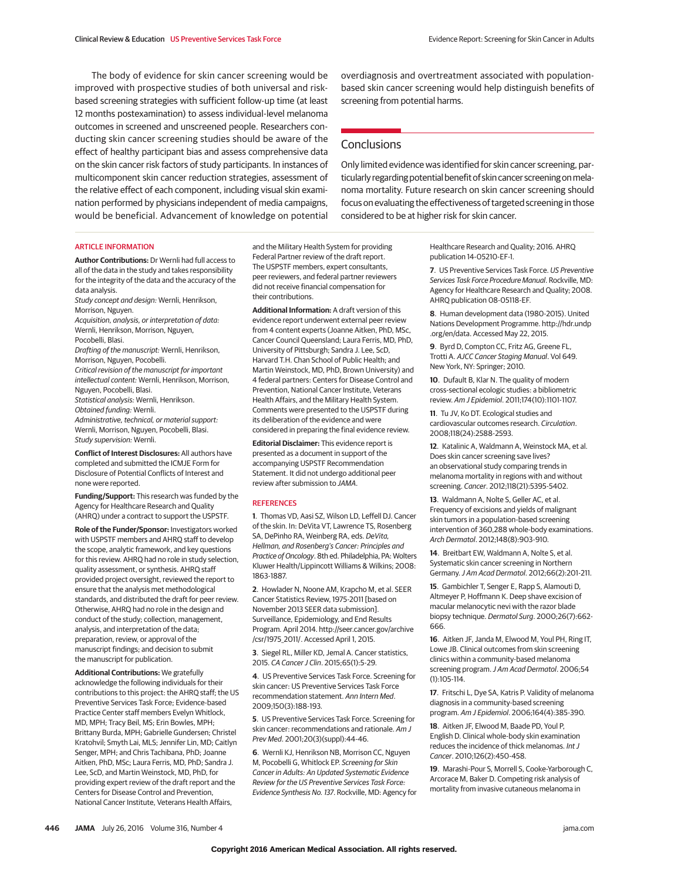The body of evidence for skin cancer screening would be improved with prospective studies of both universal and risk-based screening strategies with sufficient follow-up time (at least 12 months postexamination) to assess individual-level melanoma outcomes in screened and unscreened people. Researchers conducting skin cancer screening studies should be aware of the effect of healthy participant bias and assess comprehensive data on the skin cancer risk factors of study participants. In instances of multicomponent skin cancer reduction strategies, assessment of the relative effect of each component, including visual skin examination performed by physicians independent of media campaigns, would be beneficial. Advancement of knowledge on potential overdiagnosis and overtreatment associated with population-based skin cancer screening would help distinguish benefits of screening from potential harms.

## Conclusions

Only limited evidence was identified for skin cancer screening, particularly regarding potential benefit of skin cancer screening on melanoma mortality. Future research on skin cancer screening should focus on evaluating the effectiveness of targeted screening in those considered to be at higher risk for skin cancer.

### ARTICLE INFORMATION

**Author Contributions:** Dr Wernli had full access to all of the data in the study and takes responsibility for the integrity of the data and the accuracy of the data analysis.
*Study concept and design:* Wernli, Henrikson, Morrison, Nguyen.
*Acquisition, analysis, or interpretation of data:* Wernli, Henrikson, Morrison, Nguyen, Pocobelli, Blasi.
*Drafting of the manuscript:* Wernli, Henrikson, Morrison, Nguyen, Pocobelli.
*Critical revision of the manuscript for important intellectual content:* Wernli, Henrikson, Morrison, Nguyen, Pocobelli, Blasi.
*Statistical analysis:* Wernli, Henrikson.
*Obtained funding:* Wernli.
*Administrative, technical, or material support:* Wernli, Morrison, Nguyen, Pocobelli, Blasi.
*Study supervision:* Wernli.

**Conflict of Interest Disclosures:** All authors have completed and submitted the ICMJE Form for Disclosure of Potential Conflicts of Interest and none were reported.

**Funding/Support:** This research was funded by the Agency for Healthcare Research and Quality (AHRQ) under a contract to support the USPSTF.

**Role of the Funder/Sponsor:** Investigators worked with USPSTF members and AHRQ staff to develop the scope, analytic framework, and key questions for this review. AHRQ had no role in study selection, quality assessment, or synthesis. AHRQ staff provided project oversight, reviewed the report to ensure that the analysis met methodological standards, and distributed the draft for peer review. Otherwise, AHRQ had no role in the design and conduct of the study; collection, management, analysis, and interpretation of the data; preparation, review, or approval of the manuscript findings; and decision to submit the manuscript for publication.

**Additional Contributions:** We gratefully acknowledge the following individuals for their contributions to this project: the AHRQ staff; the US Preventive Services Task Force; Evidence-based Practice Center staff members Evelyn Whitlock, MD, MPH; Tracy Beil, MS; Erin Bowles, MPH; Brittany Burda, MPH; Gabrielle Gundersen; Christel Kratohvil; Smyth Lai, MLS; Jennifer Lin, MD; Caitlyn Senger, MPH; and Chris Tachibana, PhD; Joanne Aitken, PhD, MSc; Laura Ferris, MD, PhD; Sandra J. Lee, ScD, and Martin Weinstock, MD, PhD, for providing expert review of the draft report and the Centers for Disease Control and Prevention, National Cancer Institute, Veterans Health Affairs, and the Military Health System for providing Federal Partner review of the draft report. The USPSTF members, expert consultants, peer reviewers, and federal partner reviewers did not receive financial compensation for their contributions.

**Additional Information:** A draft version of this evidence report underwent external peer review from 4 content experts (Joanne Aitken, PhD, MSc, Cancer Council Queensland; Laura Ferris, MD, PhD, University of Pittsburgh; Sandra J. Lee, ScD, Harvard T.H. Chan School of Public Health; and Martin Weinstock, MD, PhD, Brown University) and 4 federal partners: Centers for Disease Control and Prevention, National Cancer Institute, Veterans Health Affairs, and the Military Health System. Comments were presented to the USPSTF during its deliberation of the evidence and were considered in preparing the final evidence review.

**Editorial Disclaimer:** This evidence report is presented as a document in support of the accompanying USPSTF Recommendation Statement. It did not undergo additional peer review after submission to *JAMA*.

### REFERENCES

1. Thomas VD, Aasi SZ, Wilson LD, Leffell DJ. Cancer of the skin. In: DeVita VT, Lawrence TS, Rosenberg SA, DePinho RA, Weinberg RA, eds. *DeVita, Hellman, and Rosenberg's Cancer: Principles and Practice of Oncology*. 8th ed. Philadelphia, PA: Wolters Kluwer Health/Lippincott Williams & Wilkins; 2008: 1863-1887.

2. Howlader N, Noone AM, Krapcho M, et al. SEER Cancer Statistics Review, 1975-2011 [based on November 2013 SEER data submission]. Surveillance, Epidemiology, and End Results Program. April 2014. http://seer.cancer.gov/archive/csr/1975_2011/. Accessed April 1, 2015.

3. Siegel RL, Miller KD, Jemal A. Cancer statistics, 2015. *CA Cancer J Clin*. 2015;65(1):5-29.

4. US Preventive Services Task Force. Screening for skin cancer: US Preventive Services Task Force recommendation statement. *Ann Intern Med*. 2009;150(3):188-193.

5. US Preventive Services Task Force. Screening for skin cancer: recommendations and rationale. *Am J Prev Med*. 2001;20(3)(suppl):44-46.

6. Wernli KJ, Henrikson NB, Morrison CC, Nguyen M, Pocobelli G, Whitlock EP. *Screening for Skin Cancer in Adults: An Updated Systematic Evidence Review for the US Preventive Services Task Force: Evidence Synthesis No. 137*. Rockville, MD: Agency for Healthcare Research and Quality; 2016. AHRQ publication 14-05210-EF-1.

7. US Preventive Services Task Force. *US Preventive Services Task Force Procedure Manual*. Rockville, MD: Agency for Healthcare Research and Quality; 2008. AHRQ publication 08-05118-EF.

8. Human development data (1980-2015). United Nations Development Programme. http://hdr.undp.org/en/data. Accessed May 22, 2015.

9. Byrd D, Compton CC, Fritz AG, Greene FL, Trotti A. *AJCC Cancer Staging Manual*. Vol 649. New York, NY: Springer; 2010.

10. Dufault B, Klar N. The quality of modern cross-sectional ecologic studies: a bibliometric review. *Am J Epidemiol*. 2011;174(10):1101-1107.

11. Tu JV, Ko DT. Ecological studies and cardiovascular outcomes research. *Circulation*. 2008;118(24):2588-2593.

12. Katalinic A, Waldmann A, Weinstock MA, et al. Does skin cancer screening save lives? an observational study comparing trends in melanoma mortality in regions with and without screening. *Cancer*. 2012;118(21):5395-5402.

13. Waldmann A, Nolte S, Geller AC, et al. Frequency of excisions and yields of malignant skin tumors in a population-based screening intervention of 360,288 whole-body examinations. *Arch Dermatol*. 2012;148(8):903-910.

14. Breitbart EW, Waldmann A, Nolte S, et al. Systematic skin cancer screening in Northern Germany. *J Am Acad Dermatol*. 2012;66(2):201-211.

15. Gambichler T, Senger E, Rapp S, Alamouti D, Altmeyer P, Hoffmann K. Deep shave excision of macular melanocytic nevi with the razor blade biopsy technique. *Dermatol Surg*. 2000;26(7):662-666.

16. Aitken JF, Janda M, Elwood M, Youl PH, Ring IT, Lowe JB. Clinical outcomes from skin screening clinics within a community-based melanoma screening program. *J Am Acad Dermatol*. 2006;54(1):105-114.

17. Fritschi L, Dye SA, Katris P. Validity of melanoma diagnosis in a community-based screening program. *Am J Epidemiol*. 2006;164(4):385-390.

18. Aitken JF, Elwood M, Baade PD, Youl P, English D. Clinical whole-body skin examination reduces the incidence of thick melanomas. *Int J Cancer*. 2010;126(2):450-458.

19. Marashi-Pour S, Morrell S, Cooke-Yarborough C, Arcorace M, Baker D. Competing risk analysis of mortality from invasive cutaneous melanoma in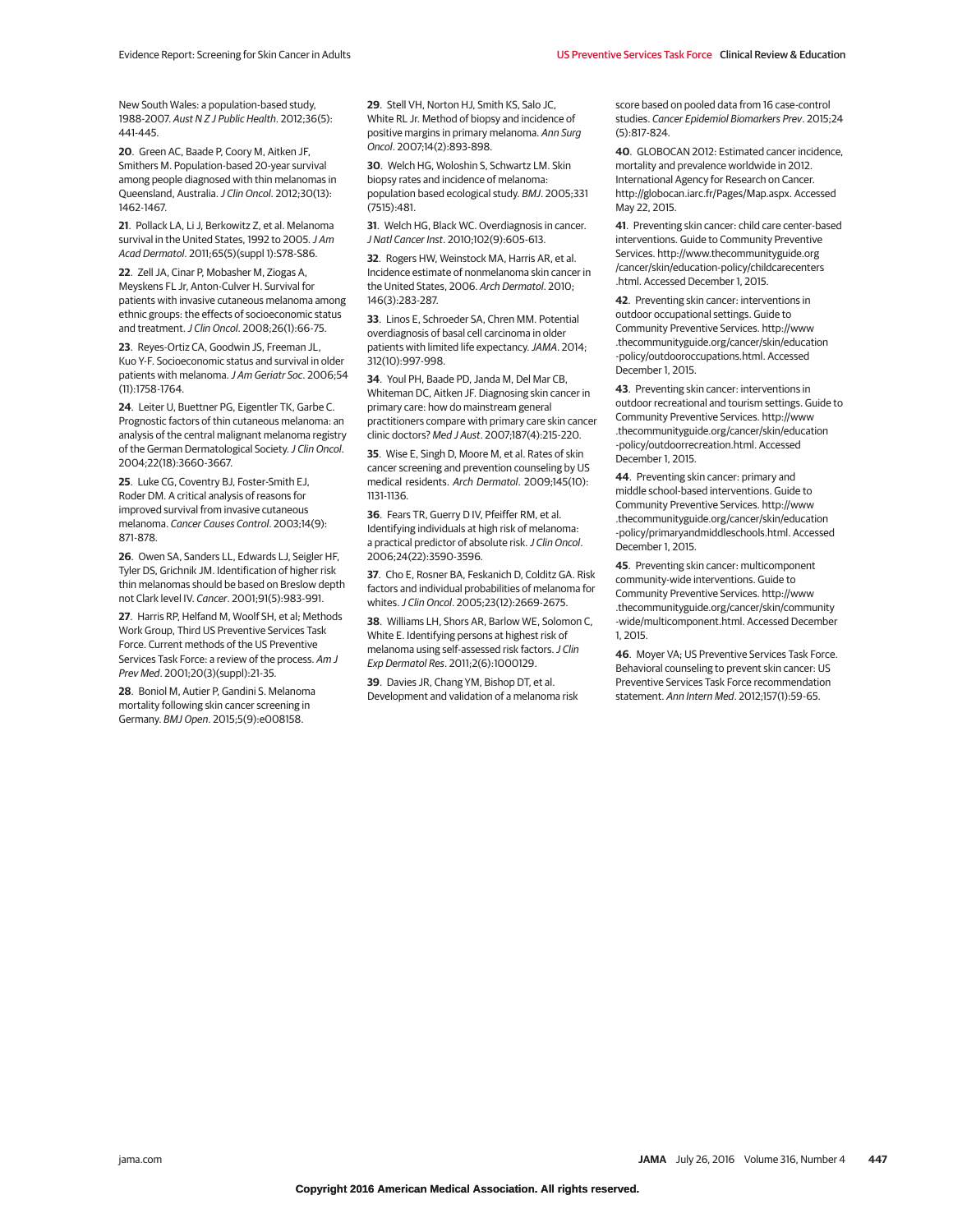New South Wales: a population-based study, 1988-2007. *Aust N Z J Public Health*. 2012;36(5):441-445.

**20**. Green AC, Baade P, Coory M, Aitken JF, Smithers M. Population-based 20-year survival among people diagnosed with thin melanomas in Queensland, Australia. *J Clin Oncol*. 2012;30(13):1462-1467.

**21**. Pollack LA, Li J, Berkowitz Z, et al. Melanoma survival in the United States, 1992 to 2005. *J Am Acad Dermatol*. 2011;65(5)(suppl 1):S78-S86.

**22**. Zell JA, Cinar P, Mobasher M, Ziogas A, Meyskens FL Jr, Anton-Culver H. Survival for patients with invasive cutaneous melanoma among ethnic groups: the effects of socioeconomic status and treatment. *J Clin Oncol*. 2008;26(1):66-75.

**23**. Reyes-Ortiz CA, Goodwin JS, Freeman JL, Kuo Y-F. Socioeconomic status and survival in older patients with melanoma. *J Am Geriatr Soc*. 2006;54(11):1758-1764.

**24**. Leiter U, Buettner PG, Eigentler TK, Garbe C. Prognostic factors of thin cutaneous melanoma: an analysis of the central malignant melanoma registry of the German Dermatological Society. *J Clin Oncol*. 2004;22(18):3660-3667.

**25**. Luke CG, Coventry BJ, Foster-Smith EJ, Roder DM. A critical analysis of reasons for improved survival from invasive cutaneous melanoma. *Cancer Causes Control*. 2003;14(9):871-878.

**26**. Owen SA, Sanders LL, Edwards LJ, Seigler HF, Tyler DS, Grichnik JM. Identification of higher risk thin melanomas should be based on Breslow depth not Clark level IV. *Cancer*. 2001;91(5):983-991.

**27**. Harris RP, Helfand M, Woolf SH, et al; Methods Work Group, Third US Preventive Services Task Force. Current methods of the US Preventive Services Task Force: a review of the process. *Am J Prev Med*. 2001;20(3)(suppl):21-35.

**28**. Boniol M, Autier P, Gandini S. Melanoma mortality following skin cancer screening in Germany. *BMJ Open*. 2015;5(9):e008158.

**29**. Stell VH, Norton HJ, Smith KS, Salo JC, White RL Jr. Method of biopsy and incidence of positive margins in primary melanoma. *Ann Surg Oncol*. 2007;14(2):893-898.

**30**. Welch HG, Woloshin S, Schwartz LM. Skin biopsy rates and incidence of melanoma: population based ecological study. *BMJ*. 2005;331(7515):481.

**31**. Welch HG, Black WC. Overdiagnosis in cancer. *J Natl Cancer Inst*. 2010;102(9):605-613.

**32**. Rogers HW, Weinstock MA, Harris AR, et al. Incidence estimate of nonmelanoma skin cancer in the United States, 2006. *Arch Dermatol*. 2010;146(3):283-287.

**33**. Linos E, Schroeder SA, Chren MM. Potential overdiagnosis of basal cell carcinoma in older patients with limited life expectancy. *JAMA*. 2014;312(10):997-998.

**34**. Youl PH, Baade PD, Janda M, Del Mar CB, Whiteman DC, Aitken JF. Diagnosing skin cancer in primary care: how do mainstream general practitioners compare with primary care skin cancer clinic doctors? *Med J Aust*. 2007;187(4):215-220.

**35**. Wise E, Singh D, Moore M, et al. Rates of skin cancer screening and prevention counseling by US medical residents. *Arch Dermatol*. 2009;145(10):1131-1136.

**36**. Fears TR, Guerry D IV, Pfeiffer RM, et al. Identifying individuals at high risk of melanoma: a practical predictor of absolute risk. *J Clin Oncol*. 2006;24(22):3590-3596.

**37**. Cho E, Rosner BA, Feskanich D, Colditz GA. Risk factors and individual probabilities of melanoma for whites. *J Clin Oncol*. 2005;23(12):2669-2675.

**38**. Williams LH, Shors AR, Barlow WE, Solomon C, White E. Identifying persons at highest risk of melanoma using self-assessed risk factors. *J Clin Exp Dermatol Res*. 2011;2(6):1000129.

**39**. Davies JR, Chang YM, Bishop DT, et al. Development and validation of a melanoma risk score based on pooled data from 16 case-control studies. *Cancer Epidemiol Biomarkers Prev*. 2015;24(5):817-824.

**40**. GLOBOCAN 2012: Estimated cancer incidence, mortality and prevalence worldwide in 2012. International Agency for Research on Cancer. http://globocan.iarc.fr/Pages/Map.aspx. Accessed May 22, 2015.

**41**. Preventing skin cancer: child care center-based interventions. Guide to Community Preventive Services. http://www.thecommunityguide.org/cancer/skin/education-policy/childcarecenters.html. Accessed December 1, 2015.

**42**. Preventing skin cancer: interventions in outdoor occupational settings. Guide to Community Preventive Services. http://www.thecommunityguide.org/cancer/skin/education-policy/outdooroccupations.html. Accessed December 1, 2015.

**43**. Preventing skin cancer: interventions in outdoor recreational and tourism settings. Guide to Community Preventive Services. http://www.thecommunityguide.org/cancer/skin/education-policy/outdoorrecreation.html. Accessed December 1, 2015.

**44**. Preventing skin cancer: primary and middle school-based interventions. Guide to Community Preventive Services. http://www.thecommunityguide.org/cancer/skin/education-policy/primaryandmiddleschools.html. Accessed December 1, 2015.

**45**. Preventing skin cancer: multicomponent community-wide interventions. Guide to Community Preventive Services. http://www.thecommunityguide.org/cancer/skin/community-wide/multicomponent.html. Accessed December 1, 2015.

**46**. Moyer VA; US Preventive Services Task Force. Behavioral counseling to prevent skin cancer: US Preventive Services Task Force recommendation statement. *Ann Intern Med*. 2012;157(1):59-65.